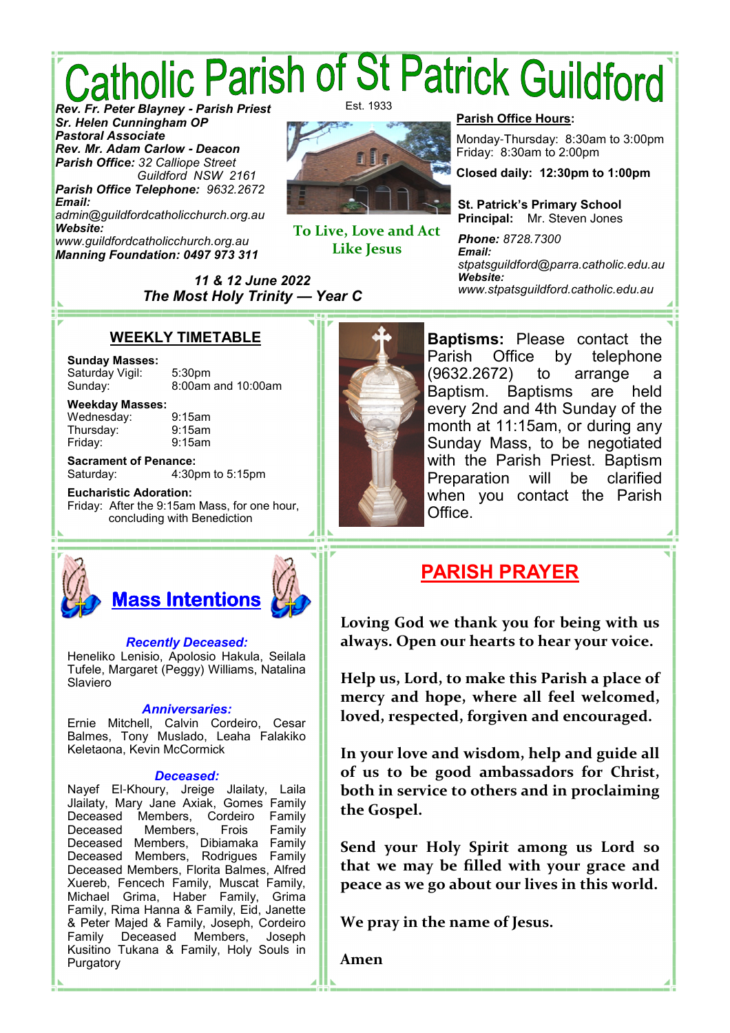# Catholic Parish of St Patrick Guildford

*Rev. Fr. Peter Blayney - Parish Priest*
*Sr. Helen Cunningham OP*
*Pastoral Associate*
*Rev. Mr. Adam Carlow - Deacon*
*Parish Office:* *32 Calliope Street Guildford NSW 2161*
*Parish Office Telephone:* *9632.2672*
*Email:*
*admin@guildfordcatholicchurch.org.au*
*Website:*
*www.guildfordcatholicchurch.org.au*
*Manning Foundation: 0497 973 311*

Est. 1933

**To Live, Love and Act Like Jesus**

**Parish Office Hours:**

Monday-Thursday: 8:30am to 3:00pm
Friday: 8:30am to 2:00pm

**Closed daily: 12:30pm to 1:00pm**

**St. Patrick's Primary School**
**Principal:** Mr. Steven Jones

*Phone:* *8728.7300*
*Email:*
*stpatsguildford@parra.catholic.edu.au*
*Website:*
*www.stpatsguildford.catholic.edu.au*

***11 & 12 June 2022***
***The Most Holy Trinity — Year C***

## WEEKLY TIMETABLE

**Sunday Masses:**
Saturday Vigil: 5:30pm
Sunday: 8:00am and 10:00am

**Weekday Masses:**
Wednesday: 9:15am
Thursday: 9:15am
Friday: 9:15am

**Sacrament of Penance:**
Saturday: 4:30pm to 5:15pm

**Eucharistic Adoration:**
Friday: After the 9:15am Mass, for one hour, concluding with Benediction

**Baptisms:** Please contact the Parish Office by telephone (9632.2672) to arrange a Baptism. Baptisms are held every 2nd and 4th Sunday of the month at 11:15am, or during any Sunday Mass, to be negotiated with the Parish Priest. Baptism Preparation will be clarified when you contact the Parish Office.

## Mass Intentions

***Recently Deceased:***
Heneliko Lenisio, Apolosio Hakula, Seilala Tufele, Margaret (Peggy) Williams, Natalina Slaviero

***Anniversaries:***
Ernie Mitchell, Calvin Cordeiro, Cesar Balmes, Tony Muslado, Leaha Falakiko Keletaona, Kevin McCormick

***Deceased:***
Nayef El-Khoury, Jreige Jlailaty, Laila Jlailaty, Mary Jane Axiak, Gomes Family Deceased Members, Cordeiro Family Deceased Members, Frois Family Deceased Members, Dibiamaka Family Deceased Members, Rodrigues Family Deceased Members, Florita Balmes, Alfred Xuereb, Fencech Family, Muscat Family, Michael Grima, Haber Family, Grima Family, Rima Hanna & Family, Eid, Janette & Peter Majed & Family, Joseph, Cordeiro Family Deceased Members, Joseph Kusitino Tukana & Family, Holy Souls in Purgatory

## PARISH PRAYER

**Loving God we thank you for being with us always. Open our hearts to hear your voice.**

**Help us, Lord, to make this Parish a place of mercy and hope, where all feel welcomed, loved, respected, forgiven and encouraged.**

**In your love and wisdom, help and guide all of us to be good ambassadors for Christ, both in service to others and in proclaiming the Gospel.**

**Send your Holy Spirit among us Lord so that we may be filled with your grace and peace as we go about our lives in this world.**

**We pray in the name of Jesus.**

**Amen**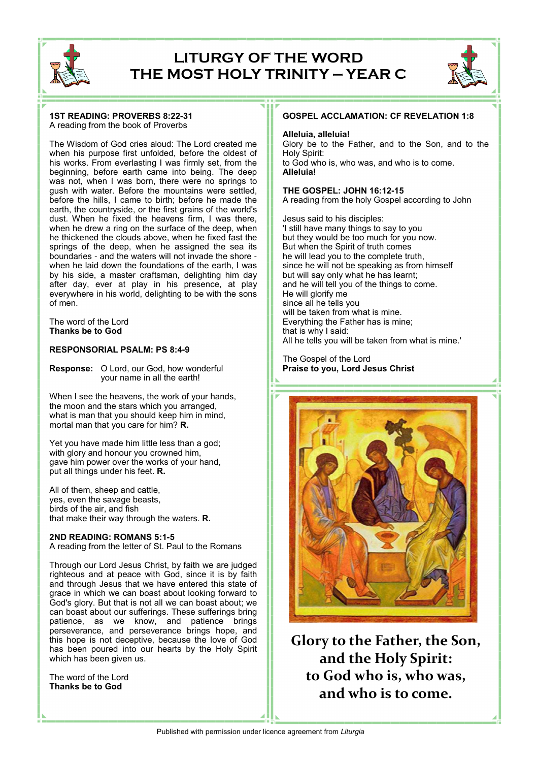# LITURGY OF THE WORD
# THE MOST HOLY TRINITY – YEAR C

### 1ST READING: PROVERBS 8:22-31

A reading from the book of Proverbs

The Wisdom of God cries aloud: The Lord created me when his purpose first unfolded, before the oldest of his works. From everlasting I was firmly set, from the beginning, before earth came into being. The deep was not, when I was born, there were no springs to gush with water. Before the mountains were settled, before the hills, I came to birth; before he made the earth, the countryside, or the first grains of the world's dust. When he fixed the heavens firm, I was there, when he drew a ring on the surface of the deep, when he thickened the clouds above, when he fixed fast the springs of the deep, when he assigned the sea its boundaries - and the waters will not invade the shore - when he laid down the foundations of the earth, I was by his side, a master craftsman, delighting him day after day, ever at play in his presence, at play everywhere in his world, delighting to be with the sons of men.

The word of the Lord
**Thanks be to God**

### RESPONSORIAL PSALM: PS 8:4-9

**Response:** O Lord, our God, how wonderful your name in all the earth!

When I see the heavens, the work of your hands,
the moon and the stars which you arranged,
what is man that you should keep him in mind,
mortal man that you care for him? **R.**

Yet you have made him little less than a god;
with glory and honour you crowned him,
gave him power over the works of your hand,
put all things under his feet. **R.**

All of them, sheep and cattle,
yes, even the savage beasts,
birds of the air, and fish
that make their way through the waters. **R.**

### 2ND READING: ROMANS 5:1-5

A reading from the letter of St. Paul to the Romans

Through our Lord Jesus Christ, by faith we are judged righteous and at peace with God, since it is by faith and through Jesus that we have entered this state of grace in which we can boast about looking forward to God's glory. But that is not all we can boast about; we can boast about our sufferings. These sufferings bring patience, as we know, and patience brings perseverance, and perseverance brings hope, and this hope is not deceptive, because the love of God has been poured into our hearts by the Holy Spirit which has been given us.

The word of the Lord
**Thanks be to God**

### GOSPEL ACCLAMATION: CF REVELATION 1:8

**Alleluia, alleluia!**
Glory be to the Father, and to the Son, and to the Holy Spirit:
to God who is, who was, and who is to come.
**Alleluia!**

### THE GOSPEL: JOHN 16:12-15

A reading from the holy Gospel according to John

Jesus said to his disciples:
'I still have many things to say to you
but they would be too much for you now.
But when the Spirit of truth comes
he will lead you to the complete truth,
since he will not be speaking as from himself
but will say only what he has learnt;
and he will tell you of the things to come.
He will glorify me
since all he tells you
will be taken from what is mine.
Everything the Father has is mine;
that is why I said:
All he tells you will be taken from what is mine.'

The Gospel of the Lord
**Praise to you, Lord Jesus Christ**

**Glory to the Father, the Son, and the Holy Spirit: to God who is, who was, and who is to come.**

Published with permission under licence agreement from *Liturgia*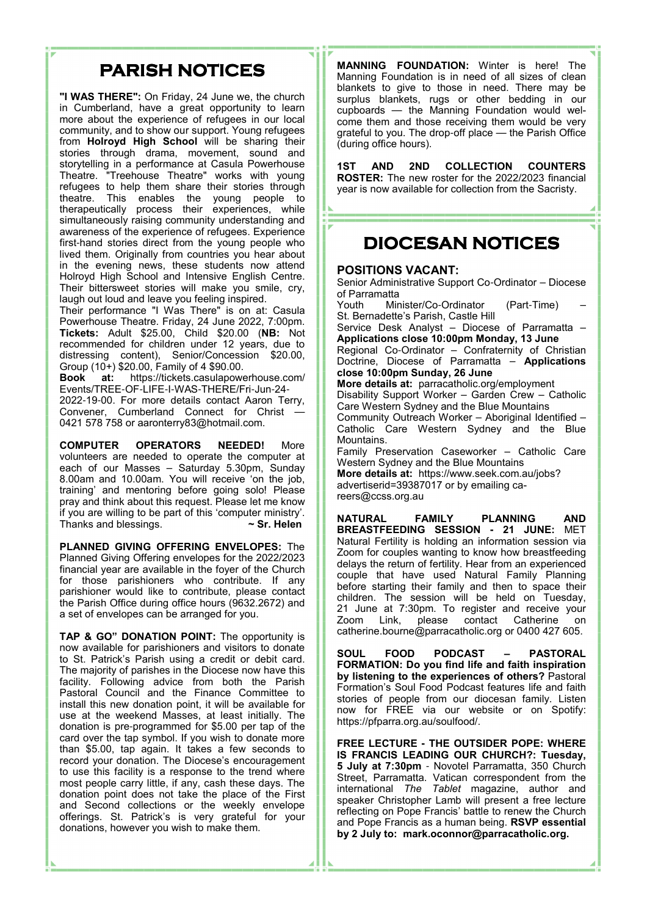# PARISH NOTICES

**"I WAS THERE":** On Friday, 24 June we, the church in Cumberland, have a great opportunity to learn more about the experience of refugees in our local community, and to show our support. Young refugees from **Holroyd High School** will be sharing their stories through drama, movement, sound and storytelling in a performance at Casula Powerhouse Theatre. "Treehouse Theatre" works with young refugees to help them share their stories through theatre. This enables the young people to therapeutically process their experiences, while simultaneously raising community understanding and awareness of the experience of refugees. Experience first-hand stories direct from the young people who lived them. Originally from countries you hear about in the evening news, these students now attend Holroyd High School and Intensive English Centre. Their bittersweet stories will make you smile, cry, laugh out loud and leave you feeling inspired.

Their performance "I Was There" is on at: Casula Powerhouse Theatre. Friday, 24 June 2022, 7:00pm. **Tickets:** Adult $25.00, Child $20.00 (**NB:** Not recommended for children under 12 years, due to distressing content), Senior/Concession $20.00, Group (10+) $20.00, Family of 4 $90.00.

**Book at:** https://tickets.casulapowerhouse.com/Events/TREE-OF-LIFE-I-WAS-THERE/Fri-Jun-24-2022-19-00. For more details contact Aaron Terry, Convener, Cumberland Connect for Christ — 0421 578 758 or aaronterry83@hotmail.com.

**COMPUTER OPERATORS NEEDED!** More volunteers are needed to operate the computer at each of our Masses – Saturday 5.30pm, Sunday 8.00am and 10.00am. You will receive 'on the job, training' and mentoring before going solo! Please pray and think about this request. Please let me know if you are willing to be part of this 'computer ministry'. Thanks and blessings. **~ Sr. Helen**

**PLANNED GIVING OFFERING ENVELOPES:** The Planned Giving Offering envelopes for the 2022/2023 financial year are available in the foyer of the Church for those parishioners who contribute. If any parishioner would like to contribute, please contact the Parish Office during office hours (9632.2672) and a set of envelopes can be arranged for you.

**TAP & GO" DONATION POINT:** The opportunity is now available for parishioners and visitors to donate to St. Patrick's Parish using a credit or debit card. The majority of parishes in the Diocese now have this facility. Following advice from both the Parish Pastoral Council and the Finance Committee to install this new donation point, it will be available for use at the weekend Masses, at least initially. The donation is pre-programmed for $5.00 per tap of the card over the tap symbol. If you wish to donate more than $5.00, tap again. It takes a few seconds to record your donation. The Diocese's encouragement to use this facility is a response to the trend where most people carry little, if any, cash these days. The donation point does not take the place of the First and Second collections or the weekly envelope offerings. St. Patrick's is very grateful for your donations, however you wish to make them.

**MANNING FOUNDATION:** Winter is here! The Manning Foundation is in need of all sizes of clean blankets to give to those in need. There may be surplus blankets, rugs or other bedding in our cupboards — the Manning Foundation would welcome them and those receiving them would be very grateful to you. The drop-off place — the Parish Office (during office hours).

**1ST AND 2ND COLLECTION COUNTERS ROSTER:** The new roster for the 2022/2023 financial year is now available for collection from the Sacristy.

# DIOCESAN NOTICES

## POSITIONS VACANT:

Senior Administrative Support Co-Ordinator – Diocese of Parramatta

Youth Minister/Co-Ordinator (Part-Time) – St. Bernadette's Parish, Castle Hill

Service Desk Analyst – Diocese of Parramatta – **Applications close 10:00pm Monday, 13 June**

Regional Co-Ordinator – Confraternity of Christian Doctrine, Diocese of Parramatta – **Applications close 10:00pm Sunday, 26 June**

**More details at:** parracatholic.org/employment

Disability Support Worker – Garden Crew – Catholic Care Western Sydney and the Blue Mountains

Community Outreach Worker – Aboriginal Identified – Catholic Care Western Sydney and the Blue Mountains.

Family Preservation Caseworker – Catholic Care Western Sydney and the Blue Mountains

**More details at:** https://www.seek.com.au/jobs?advertiserid=39387017 or by emailing careers@ccss.org.au

**NATURAL FAMILY PLANNING AND BREASTFEEDING SESSION - 21 JUNE:** MET Natural Fertility is holding an information session via Zoom for couples wanting to know how breastfeeding delays the return of fertility. Hear from an experienced couple that have used Natural Family Planning before starting their family and then to space their children. The session will be held on Tuesday, 21 June at 7:30pm. To register and receive your Zoom Link, please contact Catherine on catherine.bourne@parracatholic.org or 0400 427 605.

**SOUL FOOD PODCAST – PASTORAL FORMATION: Do you find life and faith inspiration by listening to the experiences of others?** Pastoral Formation's Soul Food Podcast features life and faith stories of people from our diocesan family. Listen now for FREE via our website or on Spotify: https://pfparra.org.au/soulfood/.

**FREE LECTURE - THE OUTSIDER POPE: WHERE IS FRANCIS LEADING OUR CHURCH?: Tuesday, 5 July at 7:30pm** - Novotel Parramatta, 350 Church Street, Parramatta. Vatican correspondent from the international *The Tablet* magazine, author and speaker Christopher Lamb will present a free lecture reflecting on Pope Francis' battle to renew the Church and Pope Francis as a human being. **RSVP essential by 2 July to: mark.oconnor@parracatholic.org.**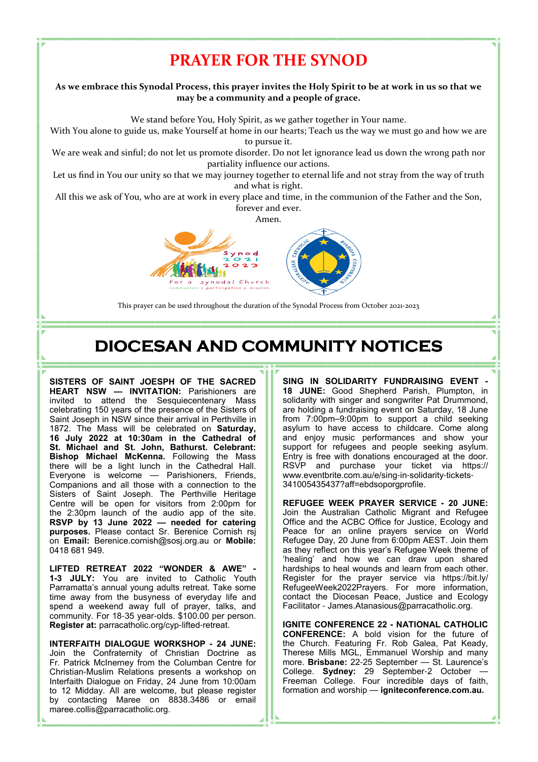# PRAYER FOR THE SYNOD

**As we embrace this Synodal Process, this prayer invites the Holy Spirit to be at work in us so that we may be a community and a people of grace.**

We stand before You, Holy Spirit, as we gather together in Your name.
With You alone to guide us, make Yourself at home in our hearts; Teach us the way we must go and how we are to pursue it.
We are weak and sinful; do not let us promote disorder. Do not let ignorance lead us down the wrong path nor partiality influence our actions.
Let us find in You our unity so that we may journey together to eternal life and not stray from the way of truth and what is right.
All this we ask of You, who are at work in every place and time, in the communion of the Father and the Son, forever and ever.
Amen.

This prayer can be used throughout the duration of the Synodal Process from October 2021-2023

# DIOCESAN AND COMMUNITY NOTICES

**SISTERS OF SAINT JOESPH OF THE SACRED HEART NSW — INVITATION:** Parishioners are invited to attend the Sesquiecentenary Mass celebrating 150 years of the presence of the Sisters of Saint Joseph in NSW since their arrival in Perthville in 1872. The Mass will be celebrated on **Saturday, 16 July 2022 at 10:30am in the Cathedral of St. Michael and St. John, Bathurst. Celebrant: Bishop Michael McKenna.** Following the Mass there will be a light lunch in the Cathedral Hall. Everyone is welcome — Parishioners, Friends, Companions and all those with a connection to the Sisters of Saint Joseph. The Perthville Heritage Centre will be open for visitors from 2:00pm for the 2:30pm launch of the audio app of the site. **RSVP by 13 June 2022 — needed for catering purposes.** Please contact Sr. Berenice Cornish rsj on **Email:** Berenice.cornish@sosj.org.au or **Mobile:** 0418 681 949.

**LIFTED RETREAT 2022 "WONDER & AWE" - 1-3 JULY:** You are invited to Catholic Youth Parramatta's annual young adults retreat. Take some time away from the busyness of everyday life and spend a weekend away full of prayer, talks, and community. For 18-35 year-olds. $100.00 per person. **Register at:** parracatholic.org/cyp-lifted-retreat.

**INTERFAITH DIALOGUE WORKSHOP - 24 JUNE:** Join the Confraternity of Christian Doctrine as Fr. Patrick McInerney from the Columban Centre for Christian-Muslim Relations presents a workshop on Interfaith Dialogue on Friday, 24 June from 10:00am to 12 Midday. All are welcome, but please register by contacting Maree on 8838.3486 or email maree.collis@parracatholic.org.

**SING IN SOLIDARITY FUNDRAISING EVENT - 18 JUNE:** Good Shepherd Parish, Plumpton, in solidarity with singer and songwriter Pat Drummond, are holding a fundraising event on Saturday, 18 June from 7:00pm–9:00pm to support a child seeking asylum to have access to childcare. Come along and enjoy music performances and show your support for refugees and people seeking asylum. Entry is free with donations encouraged at the door. RSVP and purchase your ticket via https://www.eventbrite.com.au/e/sing-in-solidarity-tickets-341005435437?aff=ebdsoporgprofile.

**REFUGEE WEEK PRAYER SERVICE - 20 JUNE:** Join the Australian Catholic Migrant and Refugee Office and the ACBC Office for Justice, Ecology and Peace for an online prayers service on World Refugee Day, 20 June from 6:00pm AEST. Join them as they reflect on this year's Refugee Week theme of 'healing' and how we can draw upon shared hardships to heal wounds and learn from each other. Register for the prayer service via https://bit.ly/RefugeeWeek2022Prayers. For more information, contact the Diocesan Peace, Justice and Ecology Facilitator - James.Atanasious@parracatholic.org.

**IGNITE CONFERENCE 22 - NATIONAL CATHOLIC CONFERENCE:** A bold vision for the future of the Church. Featuring Fr. Rob Galea, Pat Keady, Therese Mills MGL, Emmanuel Worship and many more. **Brisbane:** 22-25 September — St. Laurence's College. **Sydney:** 29 September-2 October — Freeman College. Four incredible days of faith, formation and worship — **igniteconference.com.au.**